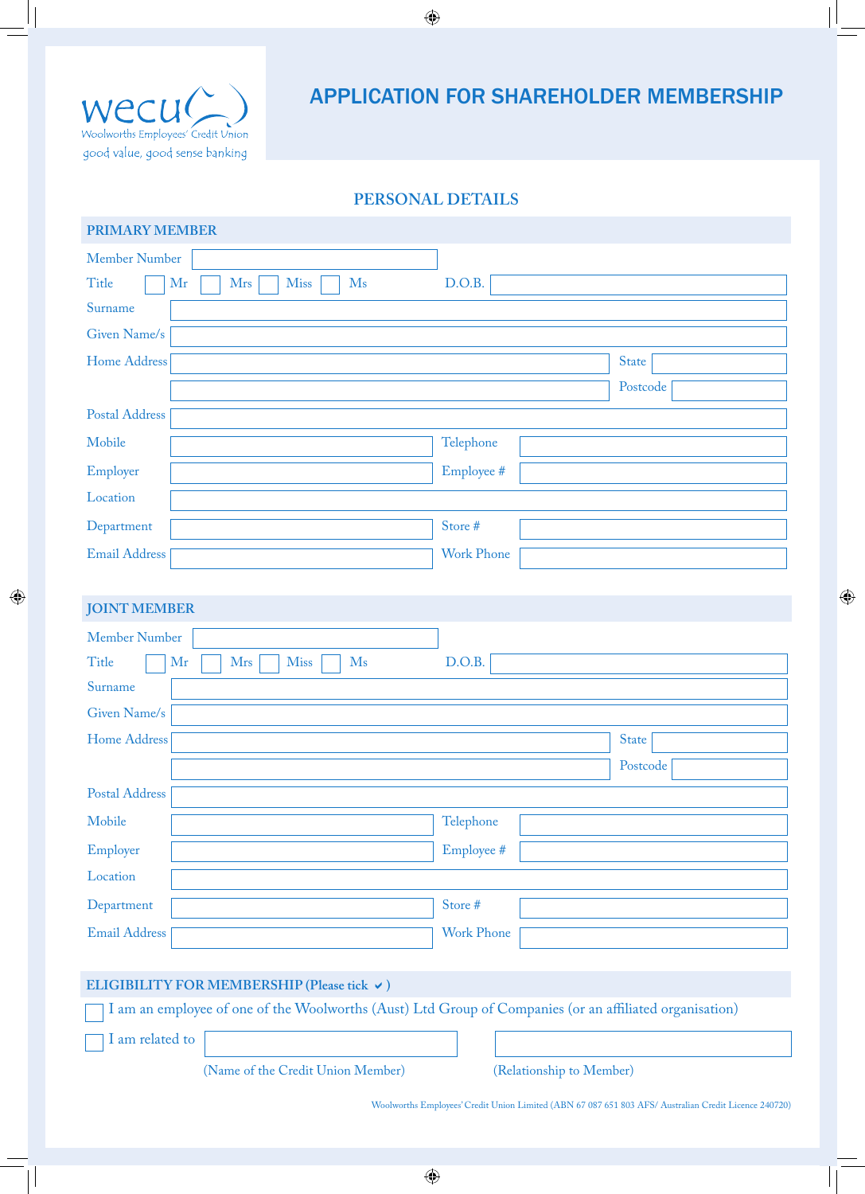wecu

Woolworths Employees' Credit Union

good value, good sense banking

# APPLICATION FOR SHAREHOLDER MEMBERSHIP

## PERSONAL DETAILS

### PRIMARY MEMBER

Member Number

Title ☐ Mr ☐ Mrs ☐ Miss ☐ Ms D.O.B.

Surname

Given Name/s

Home Address State

Postcode

Postal Address

Mobile Telephone

Employer Employee #

Location

Department Store #

Email Address Work Phone

### JOINT MEMBER

Member Number

Title ☐ Mr ☐ Mrs ☐ Miss ☐ Ms D.O.B.

Surname

Given Name/s

Home Address State

Postcode

Postal Address

Mobile Telephone

Employer Employee #

Location

Department Store #

Email Address Work Phone

### ELIGIBILITY FOR MEMBERSHIP (Please tick ✔)

☐ I am an employee of one of the Woolworths (Aust) Ltd Group of Companies (or an affiliated organisation)

☐ I am related to

(Name of the Credit Union Member) (Relationship to Member)

Woolworths Employees' Credit Union Limited (ABN 67 087 651 803 AFS/ Australian Credit Licence 240720)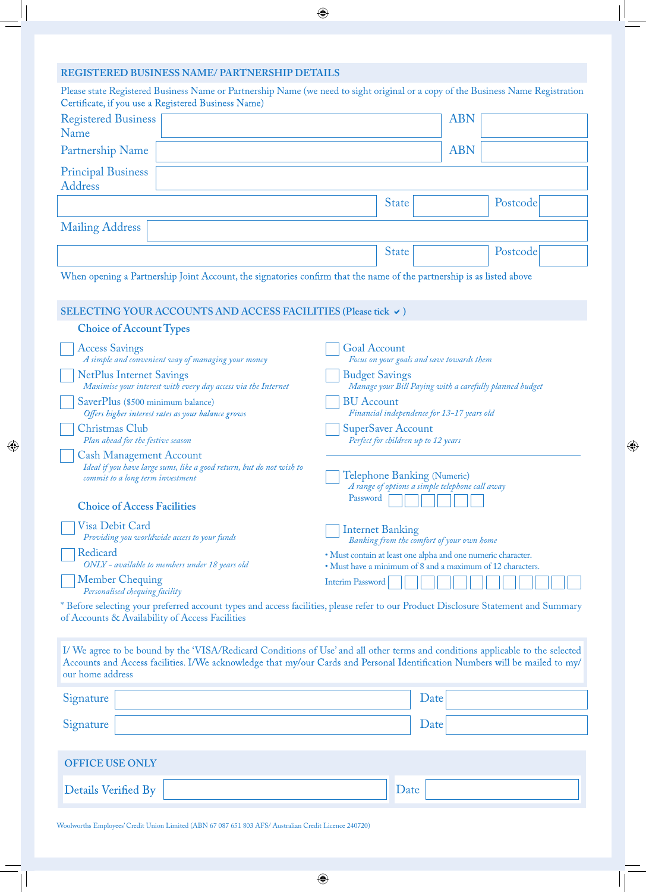## REGISTERED BUSINESS NAME/ PARTNERSHIP DETAILS

Please state Registered Business Name or Partnership Name (we need to sight original or a copy of the Business Name Registration Certificate, if you use a Registered Business Name)

| | | | |
|---|---|---|---|
| Registered Business Name | | ABN | |
| Partnership Name | | ABN | |
| Principal Business Address | | | |
| | State | | Postcode |
| Mailing Address | | | |
| | State | | Postcode |

When opening a Partnership Joint Account, the signatories confirm that the name of the partnership is as listed above

## SELECTING YOUR ACCOUNTS AND ACCESS FACILITIES (Please tick ✔)

### Choice of Account Types

- ☐ Access Savings
  *A simple and convenient way of managing your money*
- ☐ NetPlus Internet Savings
  *Maximise your interest with every day access via the Internet*
- ☐ SaverPlus ($500 minimum balance)
  *Offers higher interest rates as your balance grows*
- ☐ Christmas Club
  *Plan ahead for the festive season*
- ☐ Cash Management Account
  *Ideal if you have large sums, like a good return, but do not wish to commit to a long term investment*
- ☐ Goal Account
  *Focus on your goals and save towards them*
- ☐ Budget Savings
  *Manage your Bill Paying with a carefully planned budget*
- ☐ BU Account
  *Financial independence for 13–17 years old*
- ☐ SuperSaver Account
  *Perfect for children up to 12 years*

### Choice of Access Facilities

- ☐ Visa Debit Card
  *Providing you worldwide access to your funds*
- ☐ Redicard
  *ONLY – available to members under 18 years old*
- ☐ Member Chequing
  *Personalised chequing facility*
- ☐ Telephone Banking (Numeric)
  *A range of options a simple telephone call away*
  Password ☐☐☐☐☐☐
- ☐ Internet Banking
  *Banking from the comfort of your own home*
  - Must contain at least one alpha and one numeric character.
  - Must have a minimum of 8 and a maximum of 12 characters.

  Interim Password ☐☐☐☐☐☐☐☐☐☐☐☐

* Before selecting your preferred account types and access facilities, please refer to our Product Disclosure Statement and Summary of Accounts & Availability of Access Facilities

I/ We agree to be bound by the 'VISA/Redicard Conditions of Use' and all other terms and conditions applicable to the selected Accounts and Access facilities. I/We acknowledge that my/our Cards and Personal Identification Numbers will be mailed to my/our home address

| | | | |
|---|---|---|---|
| Signature | | Date | |
| Signature | | Date | |

## OFFICE USE ONLY

| | | | |
|---|---|---|---|
| Details Verified By | | Date | |

Woolworths Employees' Credit Union Limited (ABN 67 087 651 803 AFS/ Australian Credit Licence 240720)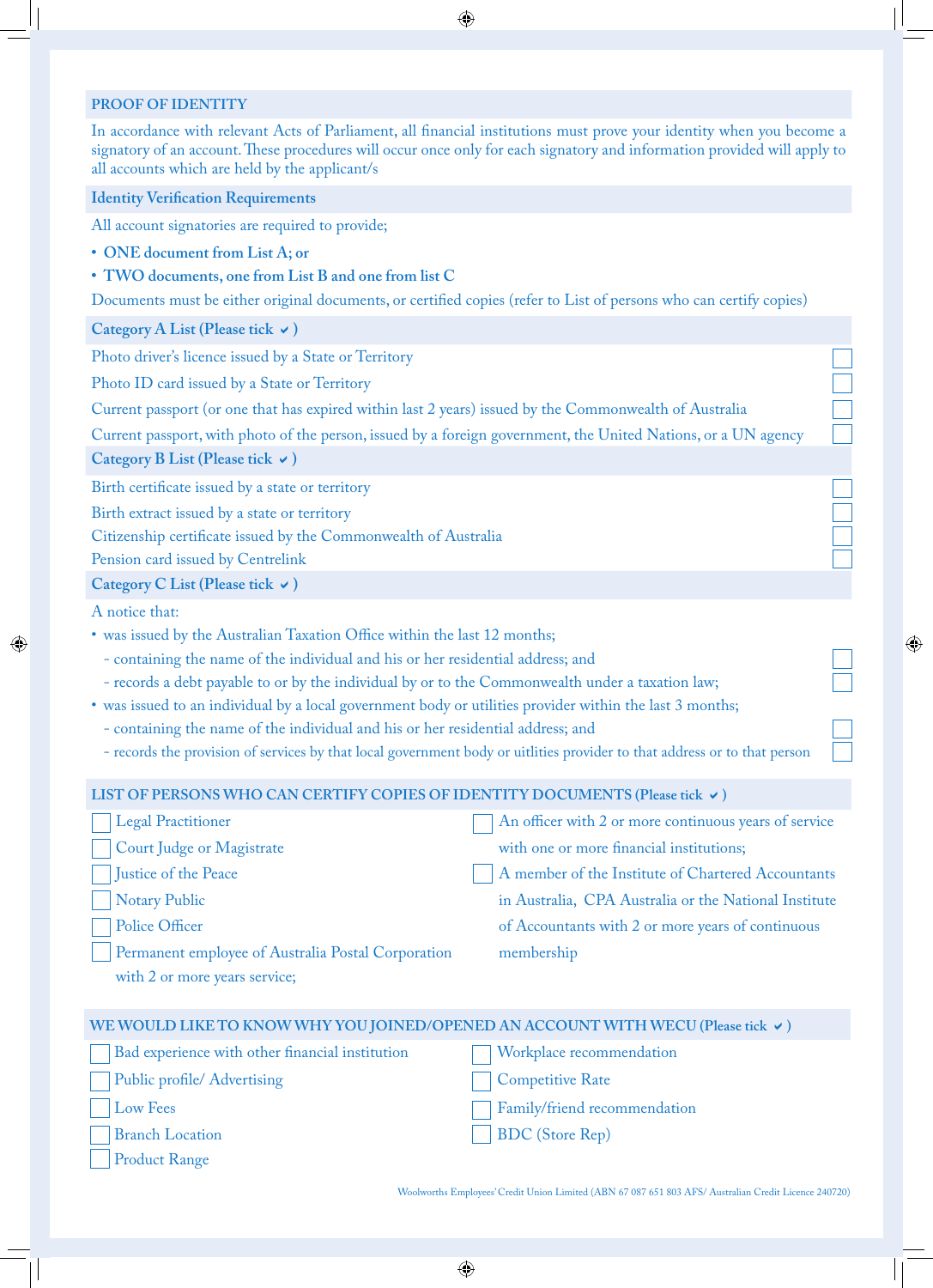## PROOF OF IDENTITY

In accordance with relevant Acts of Parliament, all financial institutions must prove your identity when you become a signatory of an account. These procedures will occur once only for each signatory and information provided will apply to all accounts which are held by the applicant/s

### Identity Verification Requirements

All account signatories are required to provide;

- **ONE document from List A; or**
- **TWO documents, one from List B and one from list C**

Documents must be either original documents, or certified copies (refer to List of persons who can certify copies)

### Category A List (Please tick ✔)

- [ ] Photo driver's licence issued by a State or Territory
- [ ] Photo ID card issued by a State or Territory
- [ ] Current passport (or one that has expired within last 2 years) issued by the Commonwealth of Australia
- [ ] Current passport, with photo of the person, issued by a foreign government, the United Nations, or a UN agency

### Category B List (Please tick ✔)

- [ ] Birth certificate issued by a state or territory
- [ ] Birth extract issued by a state or territory
- [ ] Citizenship certificate issued by the Commonwealth of Australia
- [ ] Pension card issued by Centrelink

### Category C List (Please tick ✔)

A notice that:

- was issued by the Australian Taxation Office within the last 12 months;
  - [ ] containing the name of the individual and his or her residential address; and
  - [ ] records a debt payable to or by the individual by or to the Commonwealth under a taxation law;
- was issued to an individual by a local government body or utilities provider within the last 3 months;
  - [ ] containing the name of the individual and his or her residential address; and
  - [ ] records the provision of services by that local government body or uitlities provider to that address or to that person

## LIST OF PERSONS WHO CAN CERTIFY COPIES OF IDENTITY DOCUMENTS (Please tick ✔)

- [ ] Legal Practitioner
- [ ] Court Judge or Magistrate
- [ ] Justice of the Peace
- [ ] Notary Public
- [ ] Police Officer
- [ ] Permanent employee of Australia Postal Corporation with 2 or more years service;
- [ ] An officer with 2 or more continuous years of service with one or more financial institutions;
- [ ] A member of the Institute of Chartered Accountants in Australia, CPA Australia or the National Institute of Accountants with 2 or more years of continuous membership

## WE WOULD LIKE TO KNOW WHY YOU JOINED/OPENED AN ACCOUNT WITH WECU (Please tick ✔)

- [ ] Bad experience with other financial institution
- [ ] Public profile/ Advertising
- [ ] Low Fees
- [ ] Branch Location
- [ ] Product Range
- [ ] Workplace recommendation
- [ ] Competitive Rate
- [ ] Family/friend recommendation
- [ ] BDC (Store Rep)

Woolworths Employees' Credit Union Limited (ABN 67 087 651 803 AFS/ Australian Credit Licence 240720)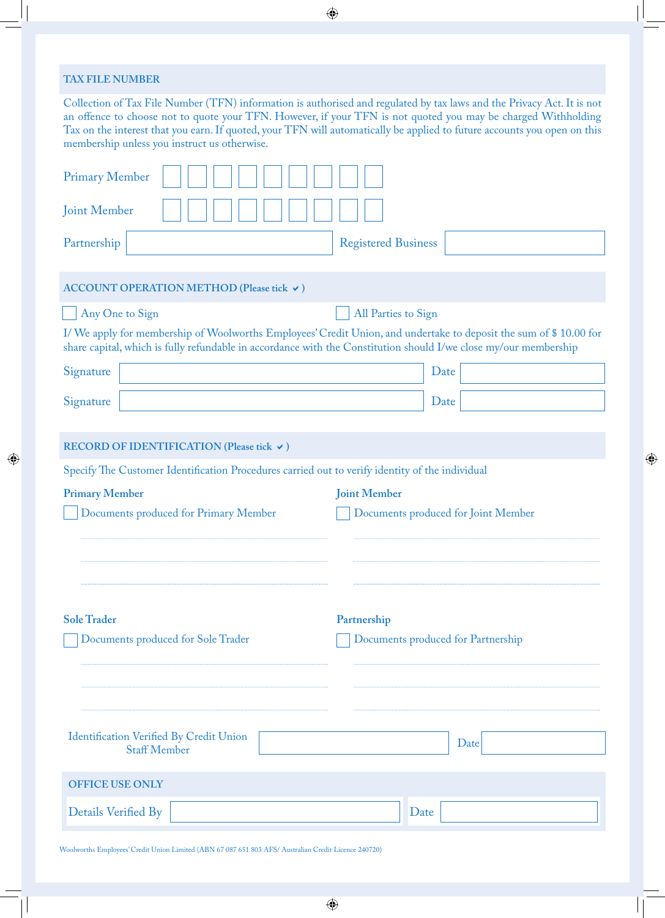## TAX FILE NUMBER

Collection of Tax File Number (TFN) information is authorised and regulated by tax laws and the Privacy Act. It is not an offence to choose not to quote your TFN. However, if your TFN is not quoted you may be charged Withholding Tax on the interest that you earn. If quoted, your TFN will automatically be applied to future accounts you open on this membership unless you instruct us otherwise.

Primary Member ☐☐☐☐☐☐☐☐☐

Joint Member ☐☐☐☐☐☐☐☐☐

Partnership ______________________ Registered Business ______________________

## ACCOUNT OPERATION METHOD (Please tick ✔ )

☐ Any One to Sign ☐ All Parties to Sign

I/ We apply for membership of Woolworths Employees' Credit Union, and undertake to deposit the sum of $ 10.00 for share capital, which is fully refundable in accordance with the Constitution should I/we close my/our membership

Signature ______________________ Date ______________

Signature ______________________ Date ______________

## RECORD OF IDENTIFICATION (Please tick ✔ )

Specify The Customer Identification Procedures carried out to verify identity of the individual

**Primary Member**

☐ Documents produced for Primary Member

..............................................................

..............................................................

..............................................................

**Joint Member**

☐ Documents produced for Joint Member

..............................................................

..............................................................

..............................................................

**Sole Trader**

☐ Documents produced for Sole Trader

..............................................................

..............................................................

..............................................................

**Partnership**

☐ Documents produced for Partnership

..............................................................

..............................................................

..............................................................

Identification Verified By Credit Union Staff Member ______________________ Date ______________

## OFFICE USE ONLY

Details Verified By ______________________ Date ______________

Woolworths Employees' Credit Union Limited (ABN 67 087 651 803 AFS/ Australian Credit Licence 240720)